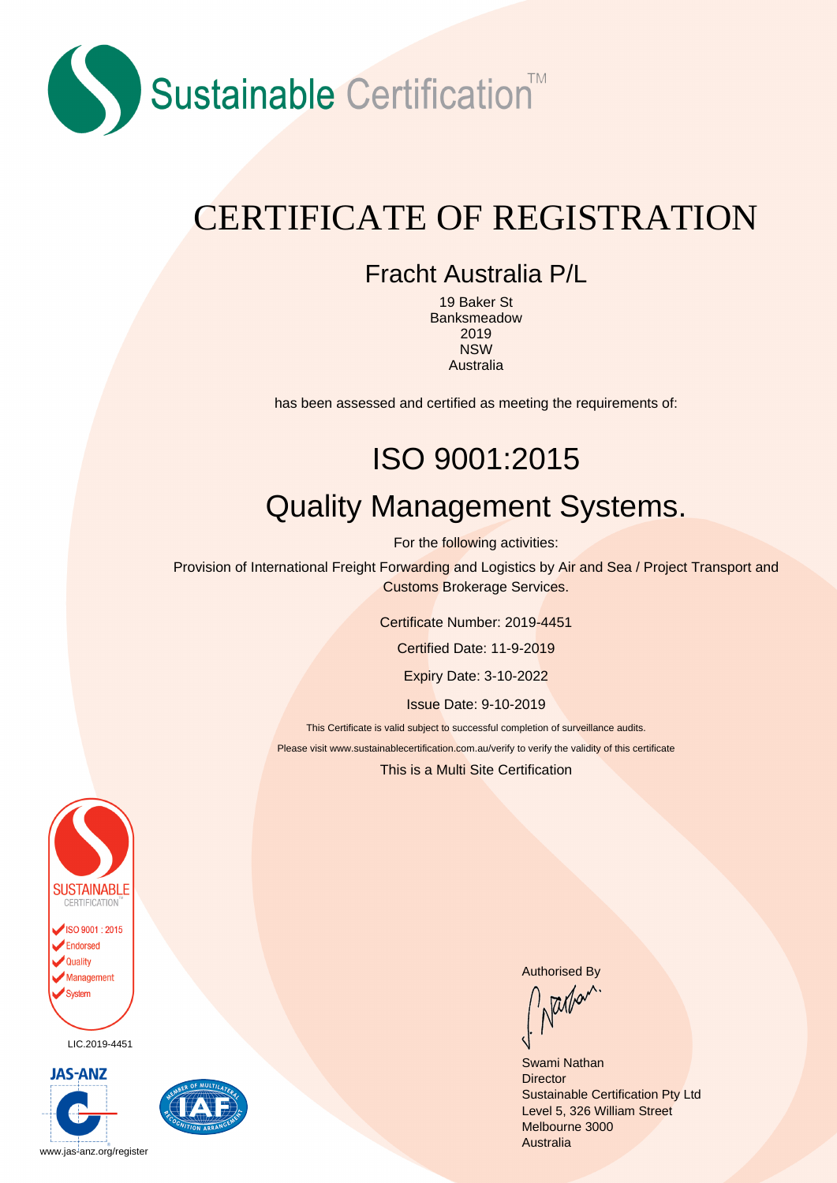Sustainable Certification™

# CERTIFICATE OF REGISTRATION

## Fracht Australia P/L

19 Baker St
Banksmeadow
2019
NSW
Australia

has been assessed and certified as meeting the requirements of:

# ISO 9001:2015

## Quality Management Systems.

For the following activities:

Provision of International Freight Forwarding and Logistics by Air and Sea / Project Transport and Customs Brokerage Services.

Certificate Number: 2019-4451

Certified Date: 11-9-2019

Expiry Date: 3-10-2022

Issue Date: 9-10-2019

This Certificate is valid subject to successful completion of surveillance audits.

Please visit www.sustainablecertification.com.au/verify to verify the validity of this certificate

This is a Multi Site Certification

SUSTAINABLE CERTIFICATION
ISO 9001 : 2015
Endorsed
Quality
Management
System

LIC.2019-4451

JAS-ANZ

www.jas-anz.org/register

Authorised By

Swami Nathan
Director
Sustainable Certification Pty Ltd
Level 5, 326 William Street
Melbourne 3000
Australia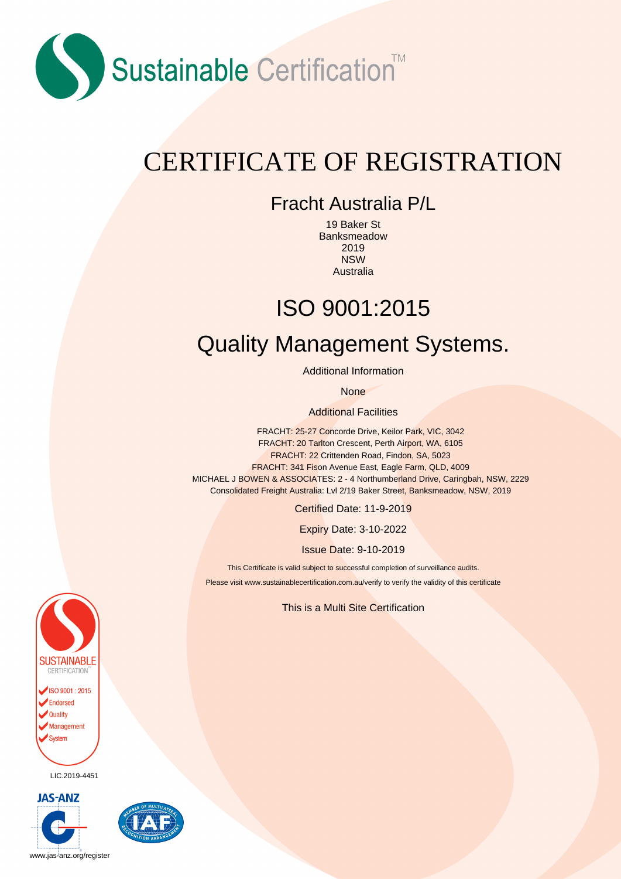Sustainable Certification™

# CERTIFICATE OF REGISTRATION

## Fracht Australia P/L

19 Baker St
Banksmeadow
2019
NSW
Australia

# ISO 9001:2015

## Quality Management Systems.

Additional Information

None

Additional Facilities

FRACHT: 25-27 Concorde Drive, Keilor Park, VIC, 3042
FRACHT: 20 Tarlton Crescent, Perth Airport, WA, 6105
FRACHT: 22 Crittenden Road, Findon, SA, 5023
FRACHT: 341 Fison Avenue East, Eagle Farm, QLD, 4009
MICHAEL J BOWEN & ASSOCIATES: 2 - 4 Northumberland Drive, Caringbah, NSW, 2229
Consolidated Freight Australia: Lvl 2/19 Baker Street, Banksmeadow, NSW, 2019

Certified Date: 11-9-2019

Expiry Date: 3-10-2022

Issue Date: 9-10-2019

This Certificate is valid subject to successful completion of surveillance audits.

Please visit www.sustainablecertification.com.au/verify to verify the validity of this certificate

This is a Multi Site Certification

SUSTAINABLE CERTIFICATION
ISO 9001 : 2015
Endorsed
Quality
Management
System

LIC.2019-4451

JAS-ANZ

www.jas-anz.org/register